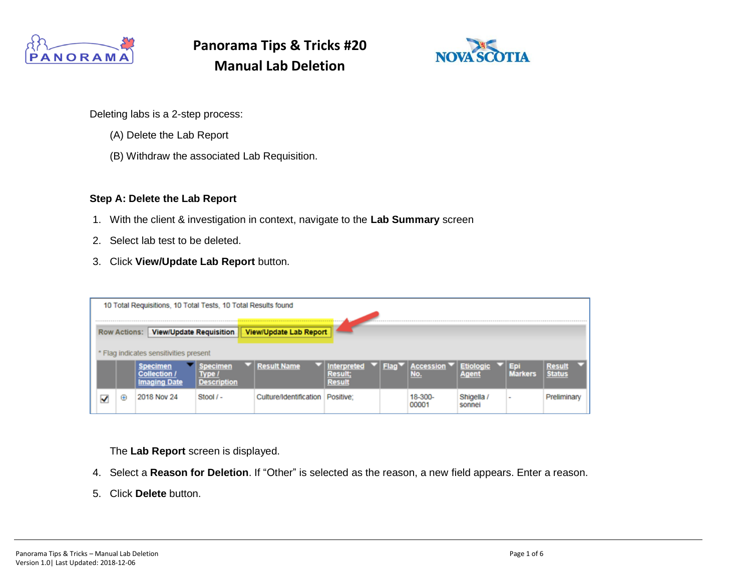# Panorama Tips & Tricks #20
# Manual Lab Deletion

Deleting labs is a 2-step process:

(A) Delete the Lab Report

(B) Withdraw the associated Lab Requisition.

**Step A: Delete the Lab Report**

1. With the client & investigation in context, navigate to the **Lab Summary** screen
2. Select lab test to be deleted.
3. Click **View/Update Lab Report** button.

10 Total Requisitions, 10 Total Tests, 10 Total Results found

Row Actions: View/Update Requisition | View/Update Lab Report

* Flag indicates sensitivities present

| | | Specimen Collection / Imaging Date | Specimen Type / Description | Result Name | Interpreted Result; Result | Flag | Accession No. | Etiologic Agent | Epi Markers | Result Status |
|---|---|---|---|---|---|---|---|---|---|---|
| ☑ | ⊕ | 2018 Nov 24 | Stool / - | Culture/Identification | Positive; | | 18-300-00001 | Shigella / sonnei | - | Preliminary |

The **Lab Report** screen is displayed.

4. Select a **Reason for Deletion**. If "Other" is selected as the reason, a new field appears. Enter a reason.
5. Click **Delete** button.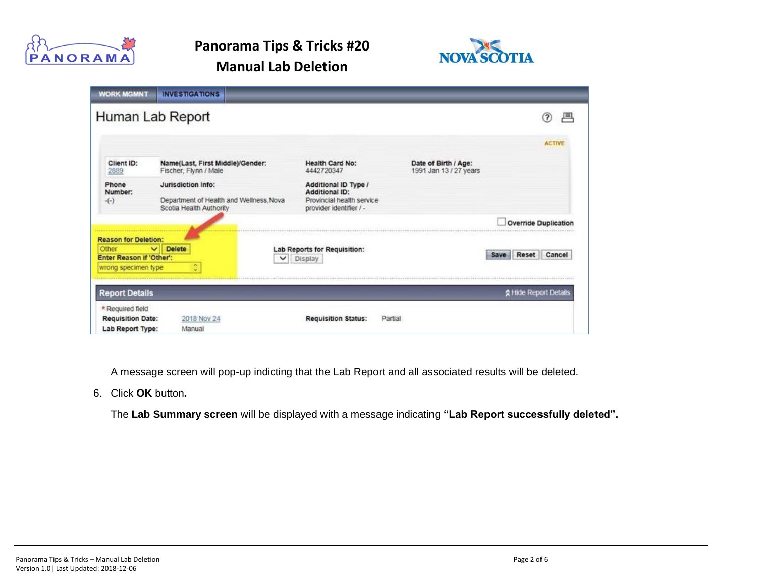A message screen will pop-up indicting that the Lab Report and all associated results will be deleted.

6. Click **OK** button**.**

   The **Lab Summary screen** will be displayed with a message indicating **"Lab Report successfully deleted".**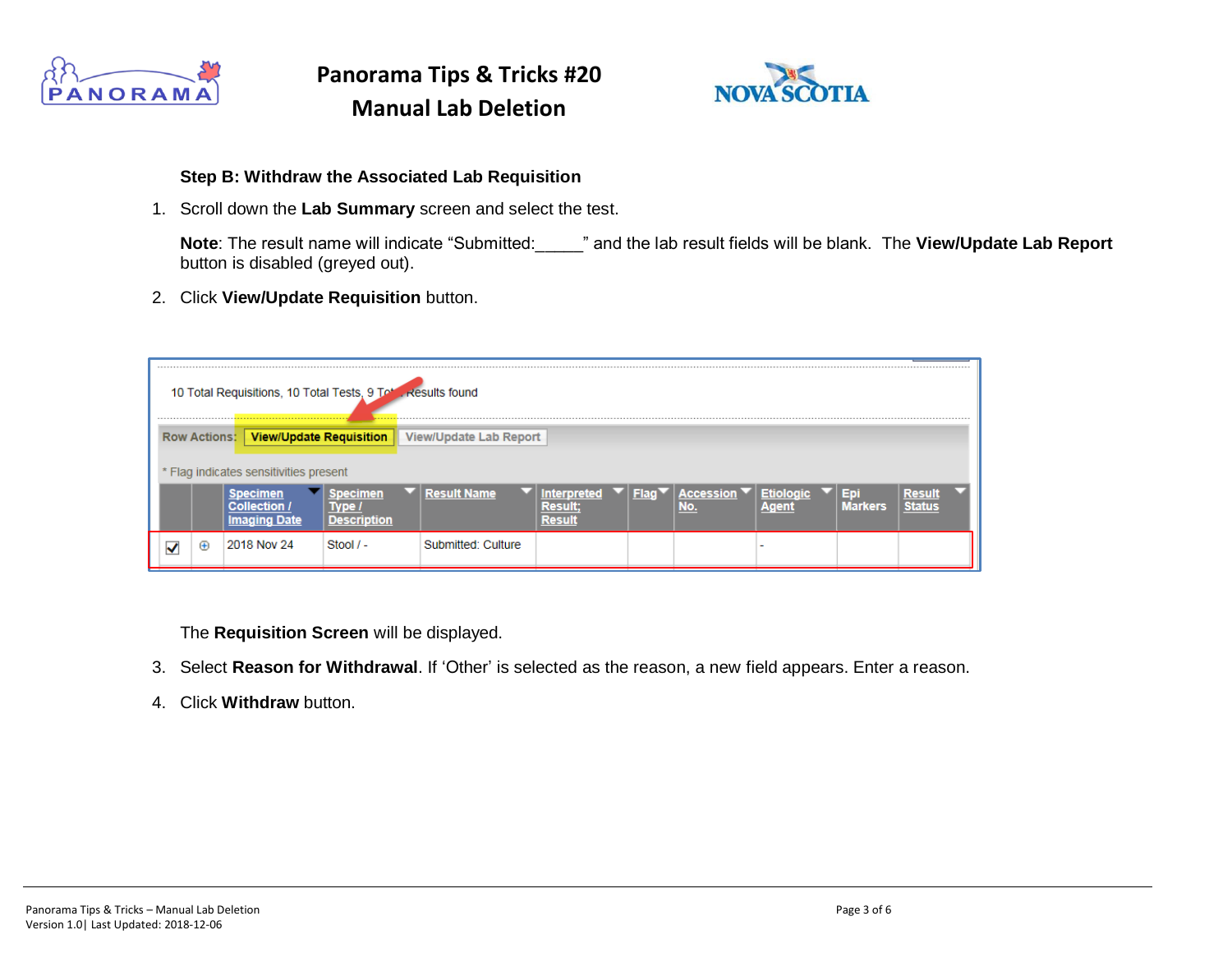**Step B: Withdraw the Associated Lab Requisition**

1. Scroll down the **Lab Summary** screen and select the test.

   **Note**: The result name will indicate "Submitted:_____" and the lab result fields will be blank. The **View/Update Lab Report** button is disabled (greyed out).

2. Click **View/Update Requisition** button.

10 Total Requisitions, 10 Total Tests, 9 Total Results found

Row Actions: **View/Update Requisition** | View/Update Lab Report

* Flag indicates sensitivities present

| | | Specimen Collection / Imaging Date | Specimen Type / Description | Result Name | Interpreted Result; Result | Flag | Accession No. | Etiologic Agent | Epi Markers | Result Status |
|---|---|---|---|---|---|---|---|---|---|---|
| ☑ | ⊕ | 2018 Nov 24 | Stool / - | Submitted: Culture | | | | - | | |

The **Requisition Screen** will be displayed.

3. Select **Reason for Withdrawal**. If 'Other' is selected as the reason, a new field appears. Enter a reason.

4. Click **Withdraw** button.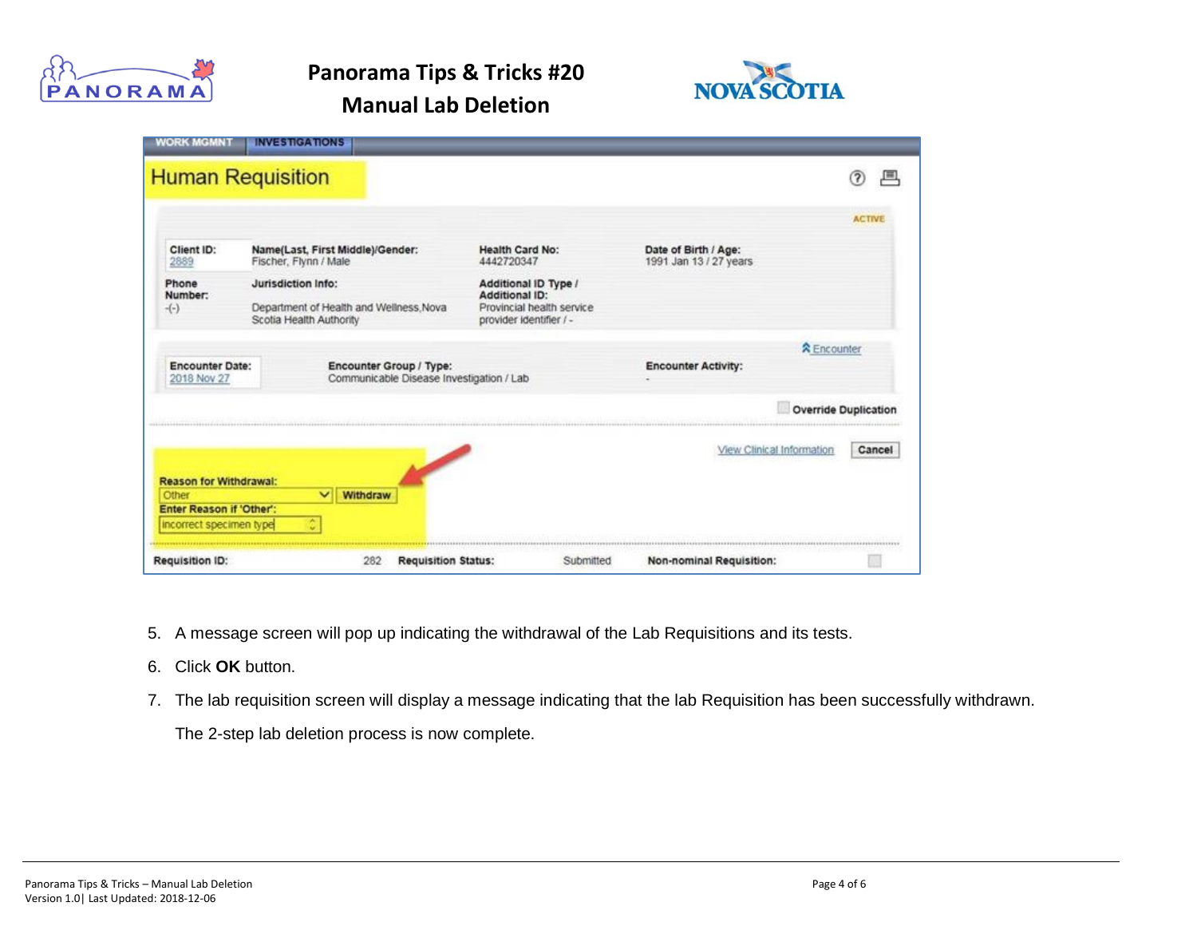5. A message screen will pop up indicating the withdrawal of the Lab Requisitions and its tests.
6. Click **OK** button.
7. The lab requisition screen will display a message indicating that the lab Requisition has been successfully withdrawn.

   The 2-step lab deletion process is now complete.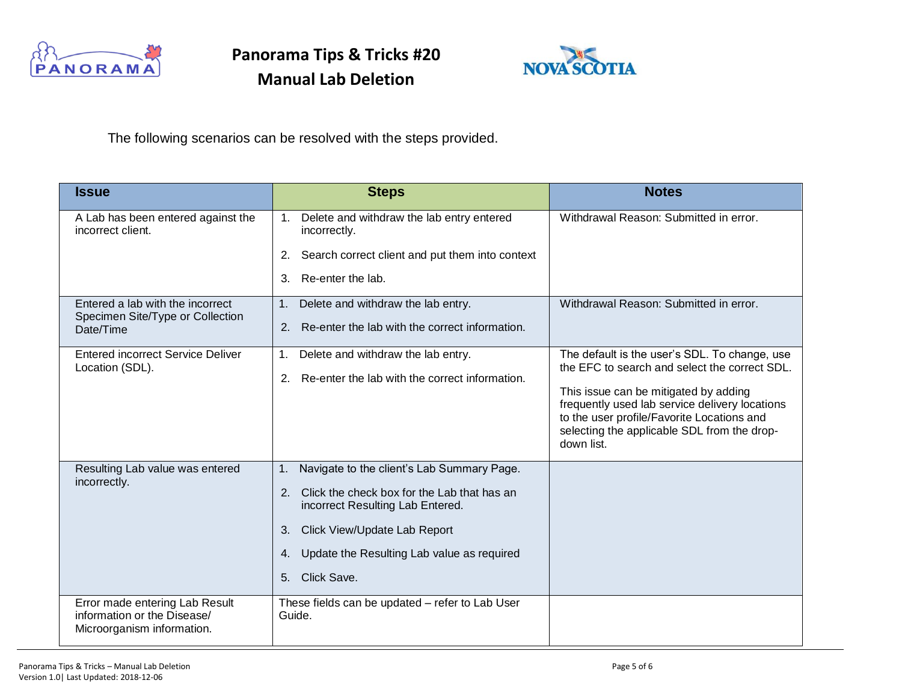# Panorama Tips & Tricks #20
## Manual Lab Deletion

The following scenarios can be resolved with the steps provided.

| Issue | Steps | Notes |
|---|---|---|
| A Lab has been entered against the incorrect client. | 1. Delete and withdraw the lab entry entered incorrectly.<br>2. Search correct client and put them into context<br>3. Re-enter the lab. | Withdrawal Reason: Submitted in error. |
| Entered a lab with the incorrect Specimen Site/Type or Collection Date/Time | 1. Delete and withdraw the lab entry.<br>2. Re-enter the lab with the correct information. | Withdrawal Reason: Submitted in error. |
| Entered incorrect Service Deliver Location (SDL). | 1. Delete and withdraw the lab entry.<br>2. Re-enter the lab with the correct information. | The default is the user's SDL. To change, use the EFC to search and select the correct SDL.<br>This issue can be mitigated by adding frequently used lab service delivery locations to the user profile/Favorite Locations and selecting the applicable SDL from the drop-down list. |
| Resulting Lab value was entered incorrectly. | 1. Navigate to the client's Lab Summary Page.<br>2. Click the check box for the Lab that has an incorrect Resulting Lab Entered.<br>3. Click View/Update Lab Report<br>4. Update the Resulting Lab value as required<br>5. Click Save. | |
| Error made entering Lab Result information or the Disease/ Microorganism information. | These fields can be updated – refer to Lab User Guide. | |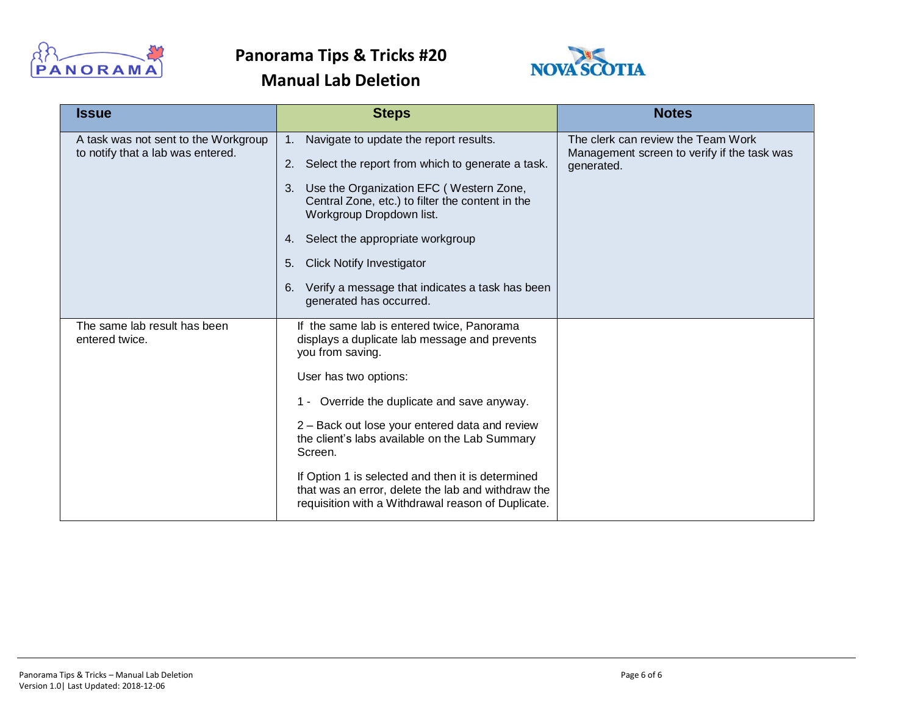# Panorama Tips & Tricks #20

## Manual Lab Deletion

| Issue | Steps | Notes |
|---|---|---|
| A task was not sent to the Workgroup to notify that a lab was entered. | 1. Navigate to update the report results.<br>2. Select the report from which to generate a task.<br>3. Use the Organization EFC ( Western Zone, Central Zone, etc.) to filter the content in the Workgroup Dropdown list.<br>4. Select the appropriate workgroup<br>5. Click Notify Investigator<br>6. Verify a message that indicates a task has been generated has occurred. | The clerk can review the Team Work Management screen to verify if the task was generated. |
| The same lab result has been entered twice. | If the same lab is entered twice, Panorama displays a duplicate lab message and prevents you from saving.<br><br>User has two options:<br><br>1 - Override the duplicate and save anyway.<br><br>2 – Back out lose your entered data and review the client's labs available on the Lab Summary Screen.<br><br>If Option 1 is selected and then it is determined that was an error, delete the lab and withdraw the requisition with a Withdrawal reason of Duplicate. | |